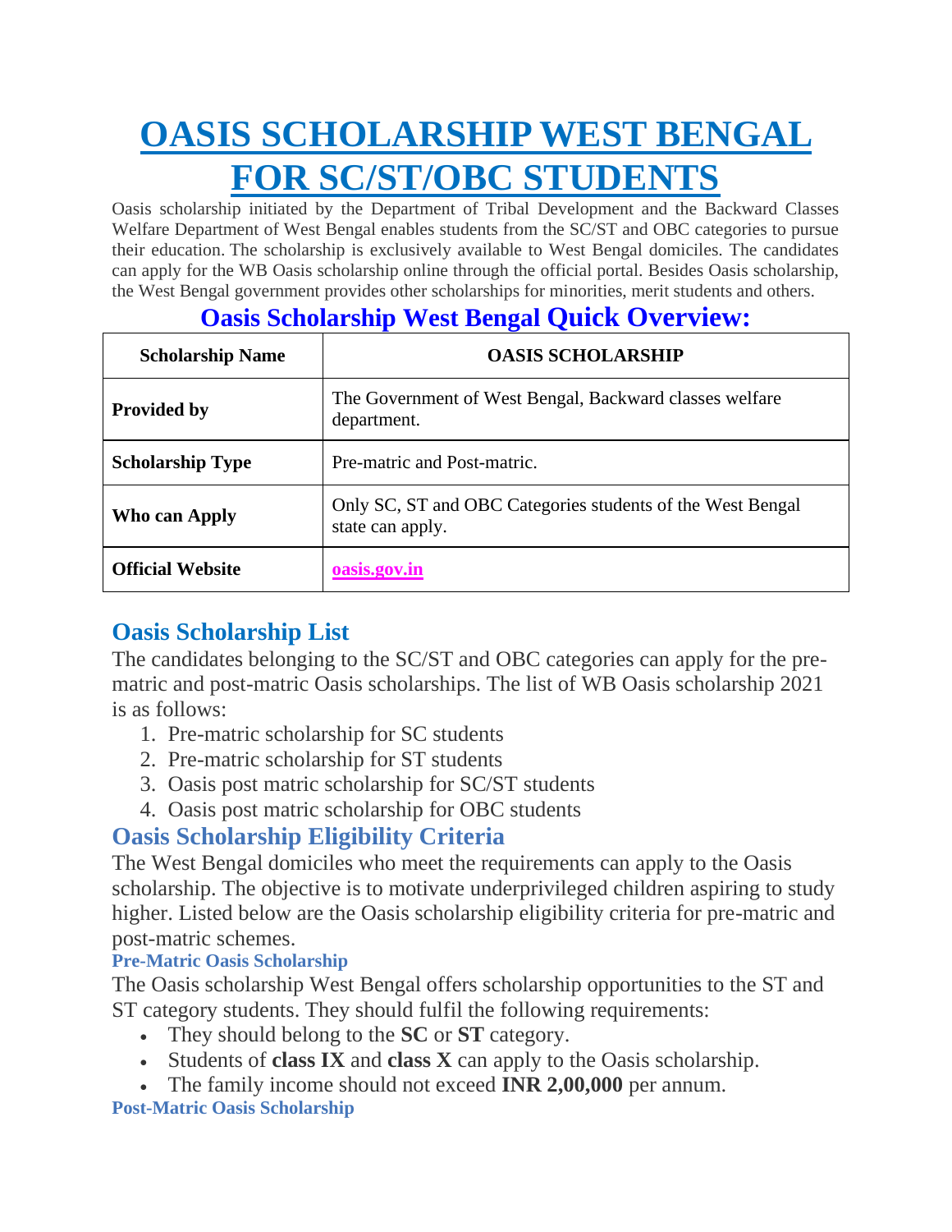# OASIS SCHOLARSHIP WEST BENGAL FOR SC/ST/OBC STUDENTS

Oasis scholarship initiated by the Department of Tribal Development and the Backward Classes Welfare Department of West Bengal enables students from the SC/ST and OBC categories to pursue their education. The scholarship is exclusively available to West Bengal domiciles. The candidates can apply for the WB Oasis scholarship online through the official portal. Besides Oasis scholarship, the West Bengal government provides other scholarships for minorities, merit students and others.

## Oasis Scholarship West Bengal Quick Overview:

| Scholarship Name | OASIS SCHOLARSHIP |
|---|---|
| **Provided by** | The Government of West Bengal, Backward classes welfare department. |
| **Scholarship Type** | Pre-matric and Post-matric. |
| **Who can Apply** | Only SC, ST and OBC Categories students of the West Bengal state can apply. |
| **Official Website** | oasis.gov.in |

## Oasis Scholarship List

The candidates belonging to the SC/ST and OBC categories can apply for the pre-matric and post-matric Oasis scholarships. The list of WB Oasis scholarship 2021 is as follows:

1. Pre-matric scholarship for SC students
2. Pre-matric scholarship for ST students
3. Oasis post matric scholarship for SC/ST students
4. Oasis post matric scholarship for OBC students

## Oasis Scholarship Eligibility Criteria

The West Bengal domiciles who meet the requirements can apply to the Oasis scholarship. The objective is to motivate underprivileged children aspiring to study higher. Listed below are the Oasis scholarship eligibility criteria for pre-matric and post-matric schemes.

### Pre-Matric Oasis Scholarship

The Oasis scholarship West Bengal offers scholarship opportunities to the ST and ST category students. They should fulfil the following requirements:

- They should belong to the **SC** or **ST** category.
- Students of **class IX** and **class X** can apply to the Oasis scholarship.
- The family income should not exceed **INR 2,00,000** per annum.

### Post-Matric Oasis Scholarship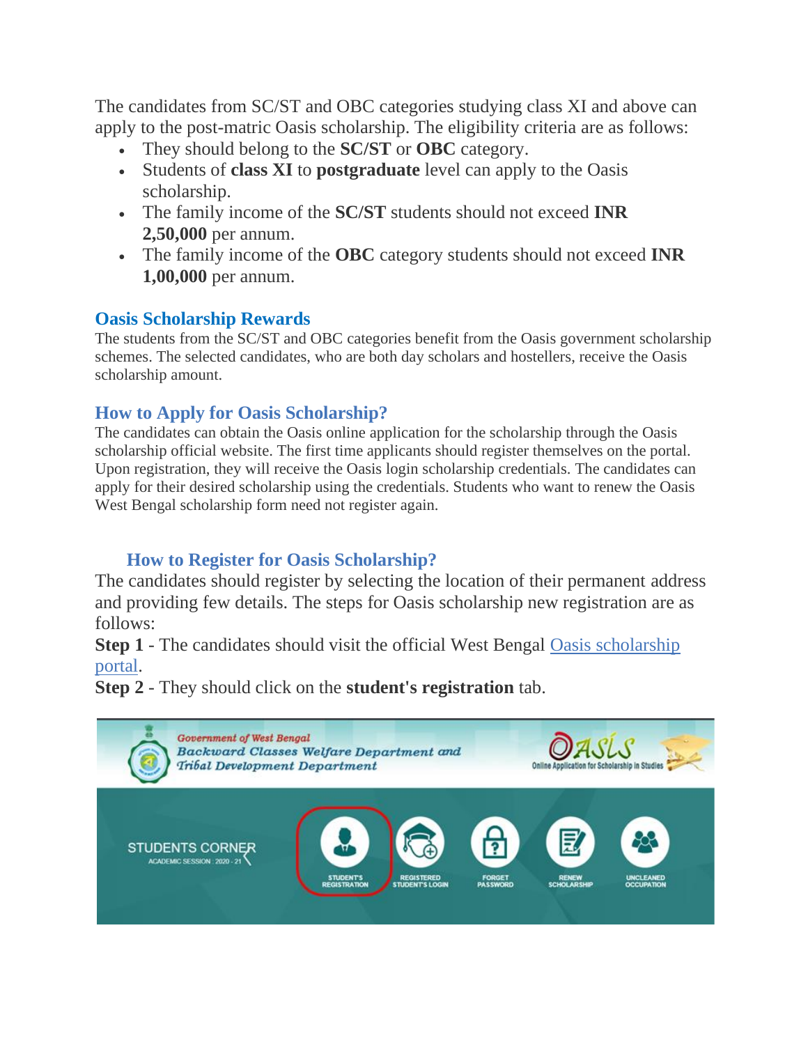The candidates from SC/ST and OBC categories studying class XI and above can apply to the post-matric Oasis scholarship. The eligibility criteria are as follows:

- They should belong to the **SC/ST** or **OBC** category.
- Students of **class XI** to **postgraduate** level can apply to the Oasis scholarship.
- The family income of the **SC/ST** students should not exceed **INR 2,50,000** per annum.
- The family income of the **OBC** category students should not exceed **INR 1,00,000** per annum.

### Oasis Scholarship Rewards

The students from the SC/ST and OBC categories benefit from the Oasis government scholarship schemes. The selected candidates, who are both day scholars and hostellers, receive the Oasis scholarship amount.

### How to Apply for Oasis Scholarship?

The candidates can obtain the Oasis online application for the scholarship through the Oasis scholarship official website. The first time applicants should register themselves on the portal. Upon registration, they will receive the Oasis login scholarship credentials. The candidates can apply for their desired scholarship using the credentials. Students who want to renew the Oasis West Bengal scholarship form need not register again.

### How to Register for Oasis Scholarship?

The candidates should register by selecting the location of their permanent address and providing few details. The steps for Oasis scholarship new registration are as follows:

**Step 1** - The candidates should visit the official West Bengal Oasis scholarship portal.

**Step 2** - They should click on the **student's registration** tab.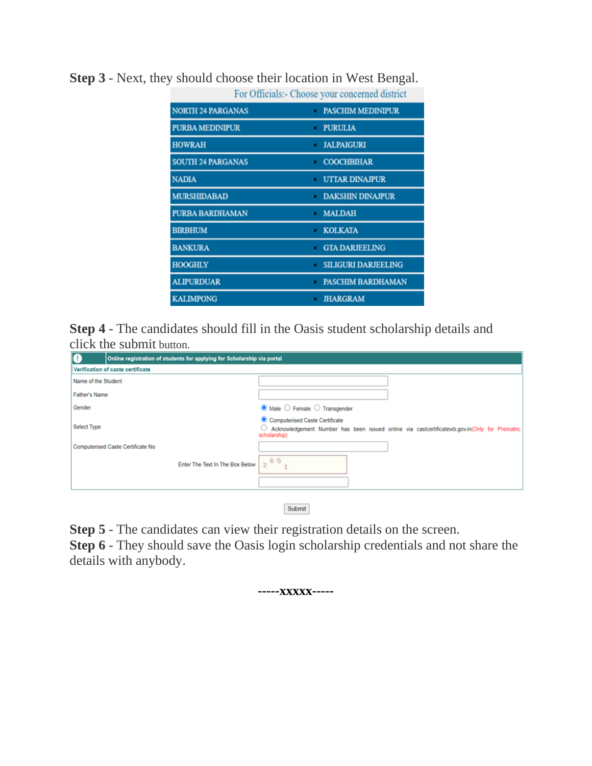**Step 3** - Next, they should choose their location in West Bengal.

For Officials:- Choose your concerned district

| | |
|---|---|
| NORTH 24 PARGANAS | PASCHIM MEDINIPUR |
| PURBA MEDINIPUR | PURULIA |
| HOWRAH | JALPAIGURI |
| SOUTH 24 PARGANAS | COOCHBIHAR |
| NADIA | UTTAR DINAJPUR |
| MURSHIDABAD | DAKSHIN DINAJPUR |
| PURBA BARDHAMAN | MALDAH |
| BIRBHUM | KOLKATA |
| BANKURA | GTA DARJEELING |
| HOOGHLY | SILIGURI DARJEELING |
| ALIPURDUAR | PASCHIM BARDHAMAN |
| KALIMPONG | JHARGRAM |

**Step 4** - The candidates should fill in the Oasis student scholarship details and click the submit button.

Online registration of students for applying for Scholarship via portal

Verification of caste certificate

| | |
|---|---|
| Name of the Student | |
| Father's Name | |
| Gender | Male / Female / Transgender |
| Select Type | Computerised Caste Certificate / Acknowledgement Number has been issued online via castcertificatewb.gov.in(Only for Prematric scholarship) |
| Computerised Caste Certificate No | |
| Enter The Text In The Box Below | 2 6 5 1 |

Submit

**Step 5** - The candidates can view their registration details on the screen.

**Step 6** - They should save the Oasis login scholarship credentials and not share the details with anybody.

**-----xxxxx-----**